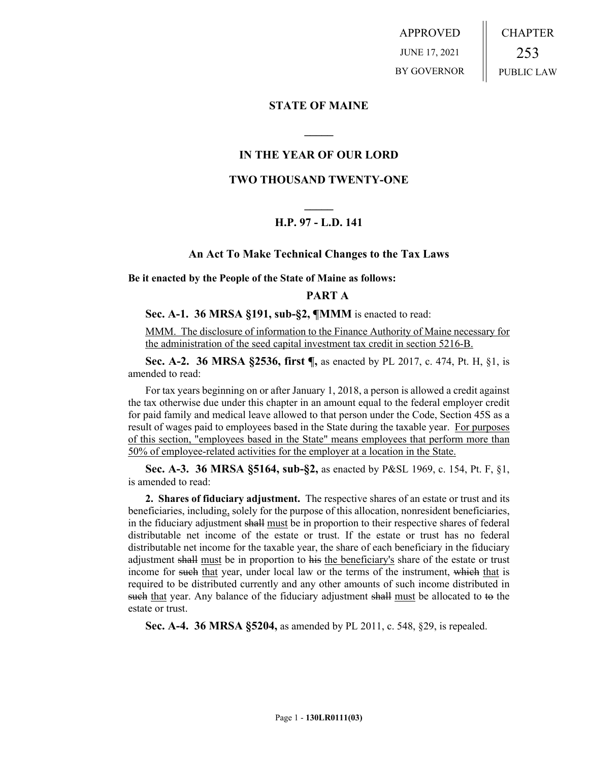APPROVED
JUNE 17, 2021
BY GOVERNOR

CHAPTER
253
PUBLIC LAW

## STATE OF MAINE

## IN THE YEAR OF OUR LORD

## TWO THOUSAND TWENTY-ONE

## H.P. 97 - L.D. 141

### An Act To Make Technical Changes to the Tax Laws

**Be it enacted by the People of the State of Maine as follows:**

### PART A

**Sec. A-1. 36 MRSA §191, sub-§2, ¶MMM** is enacted to read:

MMM. The disclosure of information to the Finance Authority of Maine necessary for the administration of the seed capital investment tax credit in section 5216-B.

**Sec. A-2. 36 MRSA §2536, first ¶,** as enacted by PL 2017, c. 474, Pt. H, §1, is amended to read:

For tax years beginning on or after January 1, 2018, a person is allowed a credit against the tax otherwise due under this chapter in an amount equal to the federal employer credit for paid family and medical leave allowed to that person under the Code, Section 45S as a result of wages paid to employees based in the State during the taxable year. For purposes of this section, "employees based in the State" means employees that perform more than 50% of employee-related activities for the employer at a location in the State.

**Sec. A-3. 36 MRSA §5164, sub-§2,** as enacted by P&SL 1969, c. 154, Pt. F, §1, is amended to read:

**2. Shares of fiduciary adjustment.** The respective shares of an estate or trust and its beneficiaries, including, solely for the purpose of this allocation, nonresident beneficiaries, in the fiduciary adjustment ~~shall~~ must be in proportion to their respective shares of federal distributable net income of the estate or trust. If the estate or trust has no federal distributable net income for the taxable year, the share of each beneficiary in the fiduciary adjustment ~~shall~~ must be in proportion to ~~his~~ the beneficiary's share of the estate or trust income for ~~such~~ that year, under local law or the terms of the instrument, ~~which~~ that is required to be distributed currently and any other amounts of such income distributed in ~~such~~ that year. Any balance of the fiduciary adjustment ~~shall~~ must be allocated to ~~to~~ the estate or trust.

**Sec. A-4. 36 MRSA §5204,** as amended by PL 2011, c. 548, §29, is repealed.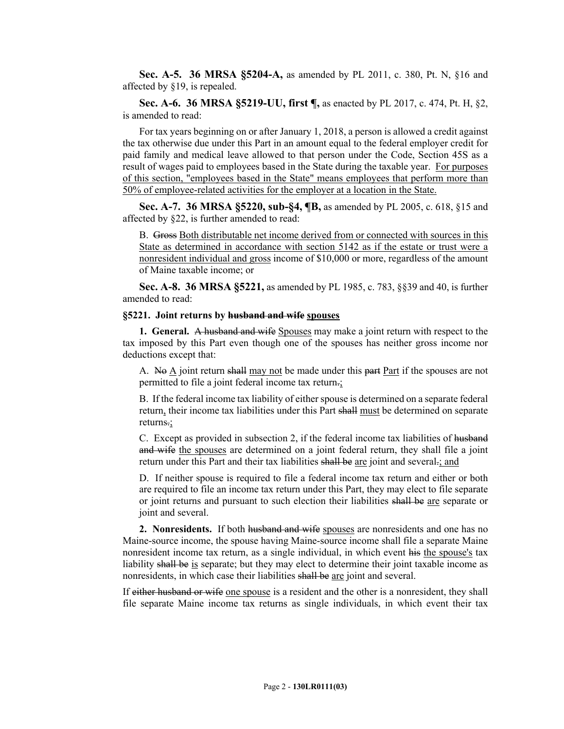**Sec. A-5. 36 MRSA §5204-A,** as amended by PL 2011, c. 380, Pt. N, §16 and affected by §19, is repealed.

**Sec. A-6. 36 MRSA §5219-UU, first ¶,** as enacted by PL 2017, c. 474, Pt. H, §2, is amended to read:

For tax years beginning on or after January 1, 2018, a person is allowed a credit against the tax otherwise due under this Part in an amount equal to the federal employer credit for paid family and medical leave allowed to that person under the Code, Section 45S as a result of wages paid to employees based in the State during the taxable year. <u>For purposes of this section, "employees based in the State" means employees that perform more than 50% of employee-related activities for the employer at a location in the State.</u>

**Sec. A-7. 36 MRSA §5220, sub-§4, ¶B,** as amended by PL 2005, c. 618, §15 and affected by §22, is further amended to read:

B. ~~Gross~~ <u>Both distributable net income derived from or connected with sources in this State as determined in accordance with section 5142 as if the estate or trust were a nonresident individual and gross</u> income of $10,000 or more, regardless of the amount of Maine taxable income; or

**Sec. A-8. 36 MRSA §5221,** as amended by PL 1985, c. 783, §§39 and 40, is further amended to read:

**§5221. Joint returns by ~~husband and wife~~ <u>spouses</u>**

**1. General.** ~~A husband and wife~~ <u>Spouses</u> may make a joint return with respect to the tax imposed by this Part even though one of the spouses has neither gross income nor deductions except that:

A. ~~No~~ <u>A</u> joint return ~~shall~~ <u>may not</u> be made under this ~~part~~ <u>Part</u> if the spouses are not permitted to file a joint federal income tax return~~.~~<u>;</u>

B. If the federal income tax liability of either spouse is determined on a separate federal return<u>,</u> their income tax liabilities under this Part ~~shall~~ <u>must</u> be determined on separate returns~~.~~<u>;</u>

C. Except as provided in subsection 2, if the federal income tax liabilities of ~~husband and wife~~ <u>the spouses</u> are determined on a joint federal return, they shall file a joint return under this Part and their tax liabilities ~~shall be~~ <u>are</u> joint and several~~.~~<u>; and</u>

D. If neither spouse is required to file a federal income tax return and either or both are required to file an income tax return under this Part, they may elect to file separate or joint returns and pursuant to such election their liabilities ~~shall be~~ <u>are</u> separate or joint and several.

**2. Nonresidents.** If both ~~husband and wife~~ <u>spouses</u> are nonresidents and one has no Maine-source income, the spouse having Maine-source income shall file a separate Maine nonresident income tax return, as a single individual, in which event ~~his~~ <u>the spouse's</u> tax liability ~~shall be~~ <u>is</u> separate; but they may elect to determine their joint taxable income as nonresidents, in which case their liabilities ~~shall be~~ <u>are</u> joint and several.

If ~~either husband or wife~~ <u>one spouse</u> is a resident and the other is a nonresident, they shall file separate Maine income tax returns as single individuals, in which event their tax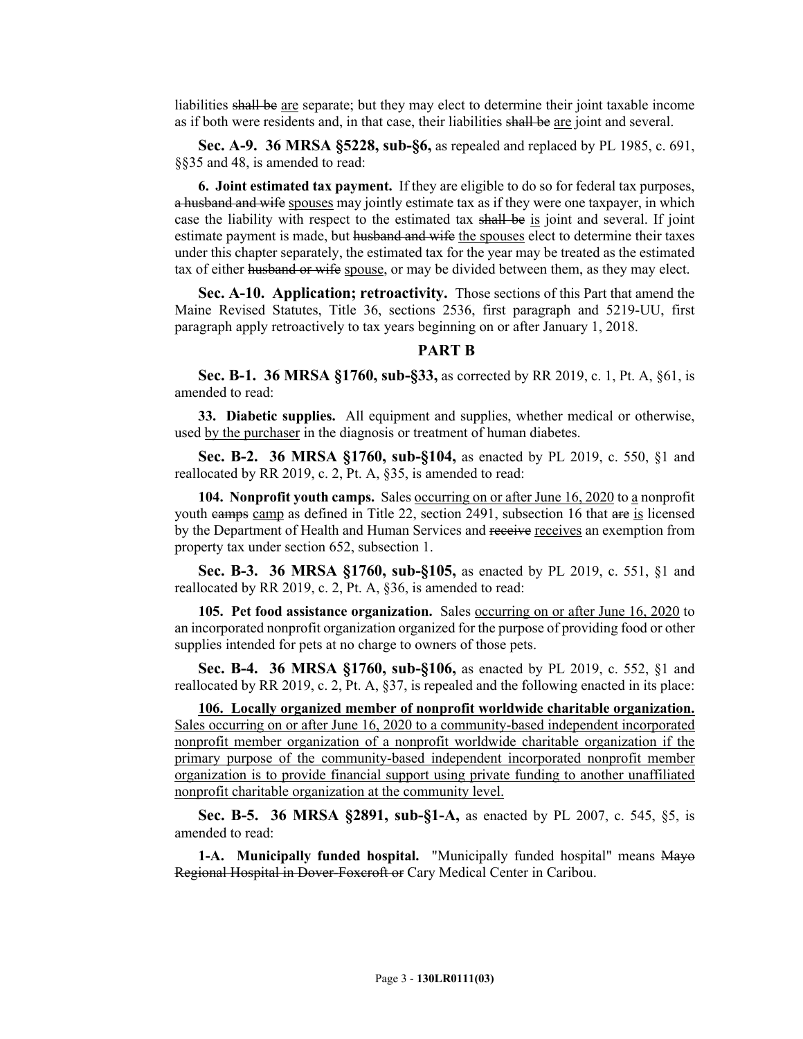liabilities ~~shall be~~ are separate; but they may elect to determine their joint taxable income as if both were residents and, in that case, their liabilities ~~shall be~~ are joint and several.

**Sec. A-9. 36 MRSA §5228, sub-§6,** as repealed and replaced by PL 1985, c. 691, §§35 and 48, is amended to read:

**6. Joint estimated tax payment.** If they are eligible to do so for federal tax purposes, ~~a husband and wife~~ spouses may jointly estimate tax as if they were one taxpayer, in which case the liability with respect to the estimated tax ~~shall be~~ is joint and several. If joint estimate payment is made, but ~~husband and wife~~ the spouses elect to determine their taxes under this chapter separately, the estimated tax for the year may be treated as the estimated tax of either ~~husband or wife~~ spouse, or may be divided between them, as they may elect.

**Sec. A-10. Application; retroactivity.** Those sections of this Part that amend the Maine Revised Statutes, Title 36, sections 2536, first paragraph and 5219-UU, first paragraph apply retroactively to tax years beginning on or after January 1, 2018.

## PART B

**Sec. B-1. 36 MRSA §1760, sub-§33,** as corrected by RR 2019, c. 1, Pt. A, §61, is amended to read:

**33. Diabetic supplies.** All equipment and supplies, whether medical or otherwise, used by the purchaser in the diagnosis or treatment of human diabetes.

**Sec. B-2. 36 MRSA §1760, sub-§104,** as enacted by PL 2019, c. 550, §1 and reallocated by RR 2019, c. 2, Pt. A, §35, is amended to read:

**104. Nonprofit youth camps.** Sales occurring on or after June 16, 2020 to a nonprofit youth ~~camps~~ camp as defined in Title 22, section 2491, subsection 16 that ~~are~~ is licensed by the Department of Health and Human Services and ~~receive~~ receives an exemption from property tax under section 652, subsection 1.

**Sec. B-3. 36 MRSA §1760, sub-§105,** as enacted by PL 2019, c. 551, §1 and reallocated by RR 2019, c. 2, Pt. A, §36, is amended to read:

**105. Pet food assistance organization.** Sales occurring on or after June 16, 2020 to an incorporated nonprofit organization organized for the purpose of providing food or other supplies intended for pets at no charge to owners of those pets.

**Sec. B-4. 36 MRSA §1760, sub-§106,** as enacted by PL 2019, c. 552, §1 and reallocated by RR 2019, c. 2, Pt. A, §37, is repealed and the following enacted in its place:

**106. Locally organized member of nonprofit worldwide charitable organization.** Sales occurring on or after June 16, 2020 to a community-based independent incorporated nonprofit member organization of a nonprofit worldwide charitable organization if the primary purpose of the community-based independent incorporated nonprofit member organization is to provide financial support using private funding to another unaffiliated nonprofit charitable organization at the community level.

**Sec. B-5. 36 MRSA §2891, sub-§1-A,** as enacted by PL 2007, c. 545, §5, is amended to read:

**1-A. Municipally funded hospital.** "Municipally funded hospital" means ~~Mayo Regional Hospital in Dover-Foxcroft or~~ Cary Medical Center in Caribou.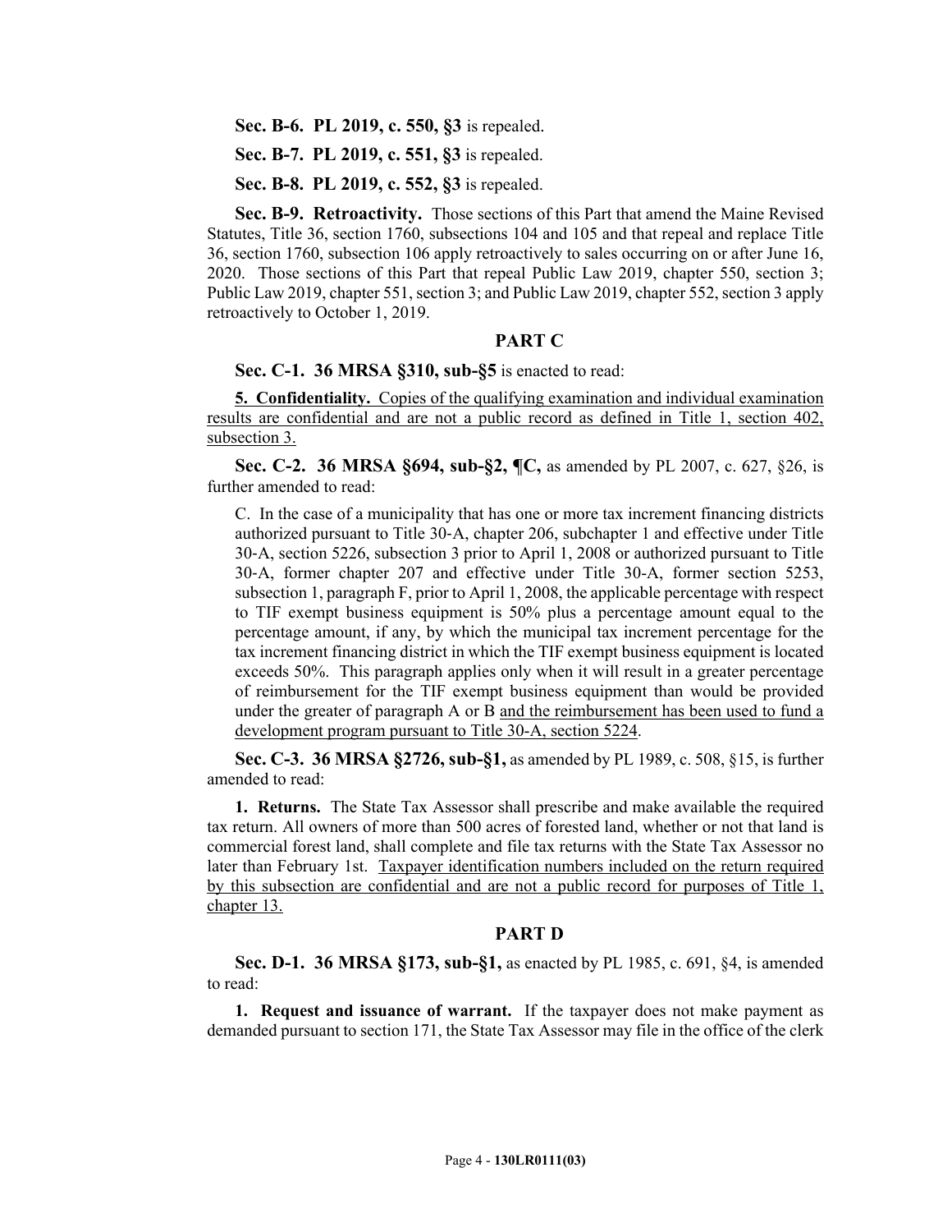**Sec. B-6. PL 2019, c. 550, §3** is repealed.

**Sec. B-7. PL 2019, c. 551, §3** is repealed.

**Sec. B-8. PL 2019, c. 552, §3** is repealed.

**Sec. B-9. Retroactivity.** Those sections of this Part that amend the Maine Revised Statutes, Title 36, section 1760, subsections 104 and 105 and that repeal and replace Title 36, section 1760, subsection 106 apply retroactively to sales occurring on or after June 16, 2020. Those sections of this Part that repeal Public Law 2019, chapter 550, section 3; Public Law 2019, chapter 551, section 3; and Public Law 2019, chapter 552, section 3 apply retroactively to October 1, 2019.

## PART C

**Sec. C-1. 36 MRSA §310, sub-§5** is enacted to read:

**5. Confidentiality.** Copies of the qualifying examination and individual examination results are confidential and are not a public record as defined in Title 1, section 402, subsection 3.

**Sec. C-2. 36 MRSA §694, sub-§2, ¶C,** as amended by PL 2007, c. 627, §26, is further amended to read:

C. In the case of a municipality that has one or more tax increment financing districts authorized pursuant to Title 30-A, chapter 206, subchapter 1 and effective under Title 30-A, section 5226, subsection 3 prior to April 1, 2008 or authorized pursuant to Title 30-A, former chapter 207 and effective under Title 30-A, former section 5253, subsection 1, paragraph F, prior to April 1, 2008, the applicable percentage with respect to TIF exempt business equipment is 50% plus a percentage amount equal to the percentage amount, if any, by which the municipal tax increment percentage for the tax increment financing district in which the TIF exempt business equipment is located exceeds 50%. This paragraph applies only when it will result in a greater percentage of reimbursement for the TIF exempt business equipment than would be provided under the greater of paragraph A or B and the reimbursement has been used to fund a development program pursuant to Title 30-A, section 5224.

**Sec. C-3. 36 MRSA §2726, sub-§1,** as amended by PL 1989, c. 508, §15, is further amended to read:

**1. Returns.** The State Tax Assessor shall prescribe and make available the required tax return. All owners of more than 500 acres of forested land, whether or not that land is commercial forest land, shall complete and file tax returns with the State Tax Assessor no later than February 1st. Taxpayer identification numbers included on the return required by this subsection are confidential and are not a public record for purposes of Title 1, chapter 13.

## PART D

**Sec. D-1. 36 MRSA §173, sub-§1,** as enacted by PL 1985, c. 691, §4, is amended to read:

**1. Request and issuance of warrant.** If the taxpayer does not make payment as demanded pursuant to section 171, the State Tax Assessor may file in the office of the clerk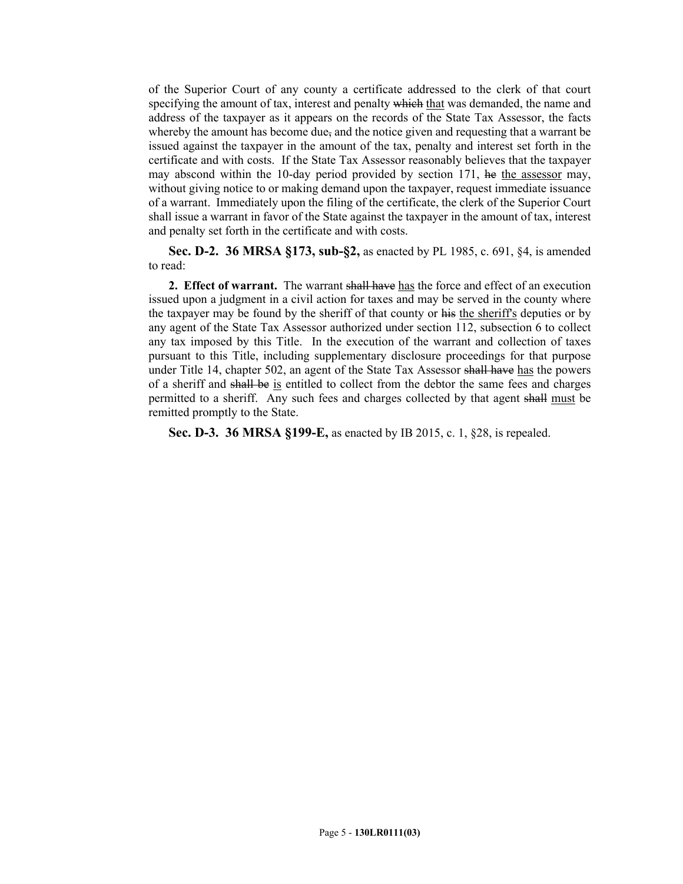of the Superior Court of any county a certificate addressed to the clerk of that court specifying the amount of tax, interest and penalty ~~which~~ that was demanded, the name and address of the taxpayer as it appears on the records of the State Tax Assessor, the facts whereby the amount has become due~~,~~ and the notice given and requesting that a warrant be issued against the taxpayer in the amount of the tax, penalty and interest set forth in the certificate and with costs. If the State Tax Assessor reasonably believes that the taxpayer may abscond within the 10-day period provided by section 171, ~~he~~ the assessor may, without giving notice to or making demand upon the taxpayer, request immediate issuance of a warrant. Immediately upon the filing of the certificate, the clerk of the Superior Court shall issue a warrant in favor of the State against the taxpayer in the amount of tax, interest and penalty set forth in the certificate and with costs.

**Sec. D-2. 36 MRSA §173, sub-§2,** as enacted by PL 1985, c. 691, §4, is amended to read:

**2. Effect of warrant.** The warrant ~~shall have~~ has the force and effect of an execution issued upon a judgment in a civil action for taxes and may be served in the county where the taxpayer may be found by the sheriff of that county or ~~his~~ the sheriff's deputies or by any agent of the State Tax Assessor authorized under section 112, subsection 6 to collect any tax imposed by this Title. In the execution of the warrant and collection of taxes pursuant to this Title, including supplementary disclosure proceedings for that purpose under Title 14, chapter 502, an agent of the State Tax Assessor ~~shall have~~ has the powers of a sheriff and ~~shall be~~ is entitled to collect from the debtor the same fees and charges permitted to a sheriff. Any such fees and charges collected by that agent ~~shall~~ must be remitted promptly to the State.

**Sec. D-3. 36 MRSA §199-E,** as enacted by IB 2015, c. 1, §28, is repealed.